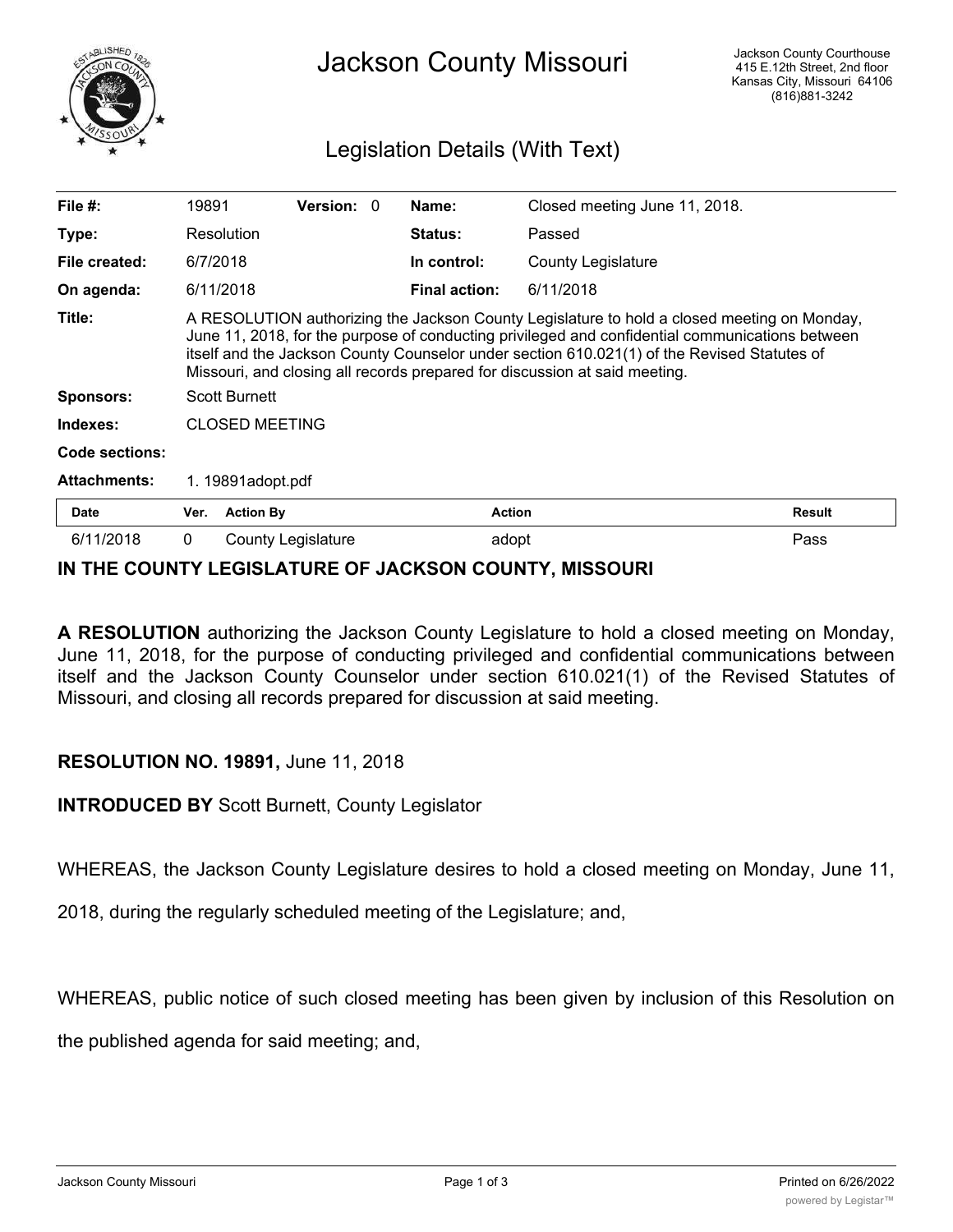# Jackson County Missouri

Jackson County Courthouse
415 E.12th Street, 2nd floor
Kansas City, Missouri 64106
(816)881-3242

## Legislation Details (With Text)

| | | | | | |
|---|---|---|---|---|---|
| **File #:** | 19891 | **Version:** | 0 | **Name:** | Closed meeting June 11, 2018. |
| **Type:** | Resolution | | | **Status:** | Passed |
| **File created:** | 6/7/2018 | | | **In control:** | County Legislature |
| **On agenda:** | 6/11/2018 | | | **Final action:** | 6/11/2018 |

**Title:** A RESOLUTION authorizing the Jackson County Legislature to hold a closed meeting on Monday, June 11, 2018, for the purpose of conducting privileged and confidential communications between itself and the Jackson County Counselor under section 610.021(1) of the Revised Statutes of Missouri, and closing all records prepared for discussion at said meeting.

**Sponsors:** Scott Burnett

**Indexes:** CLOSED MEETING

**Code sections:**

**Attachments:** 1. 19891adopt.pdf

| Date | Ver. | Action By | Action | Result |
|---|---|---|---|---|
| 6/11/2018 | 0 | County Legislature | adopt | Pass |

**IN THE COUNTY LEGISLATURE OF JACKSON COUNTY, MISSOURI**

**A RESOLUTION** authorizing the Jackson County Legislature to hold a closed meeting on Monday, June 11, 2018, for the purpose of conducting privileged and confidential communications between itself and the Jackson County Counselor under section 610.021(1) of the Revised Statutes of Missouri, and closing all records prepared for discussion at said meeting.

**RESOLUTION NO. 19891,** June 11, 2018

**INTRODUCED BY** Scott Burnett, County Legislator

WHEREAS, the Jackson County Legislature desires to hold a closed meeting on Monday, June 11, 2018, during the regularly scheduled meeting of the Legislature; and,

WHEREAS, public notice of such closed meeting has been given by inclusion of this Resolution on the published agenda for said meeting; and,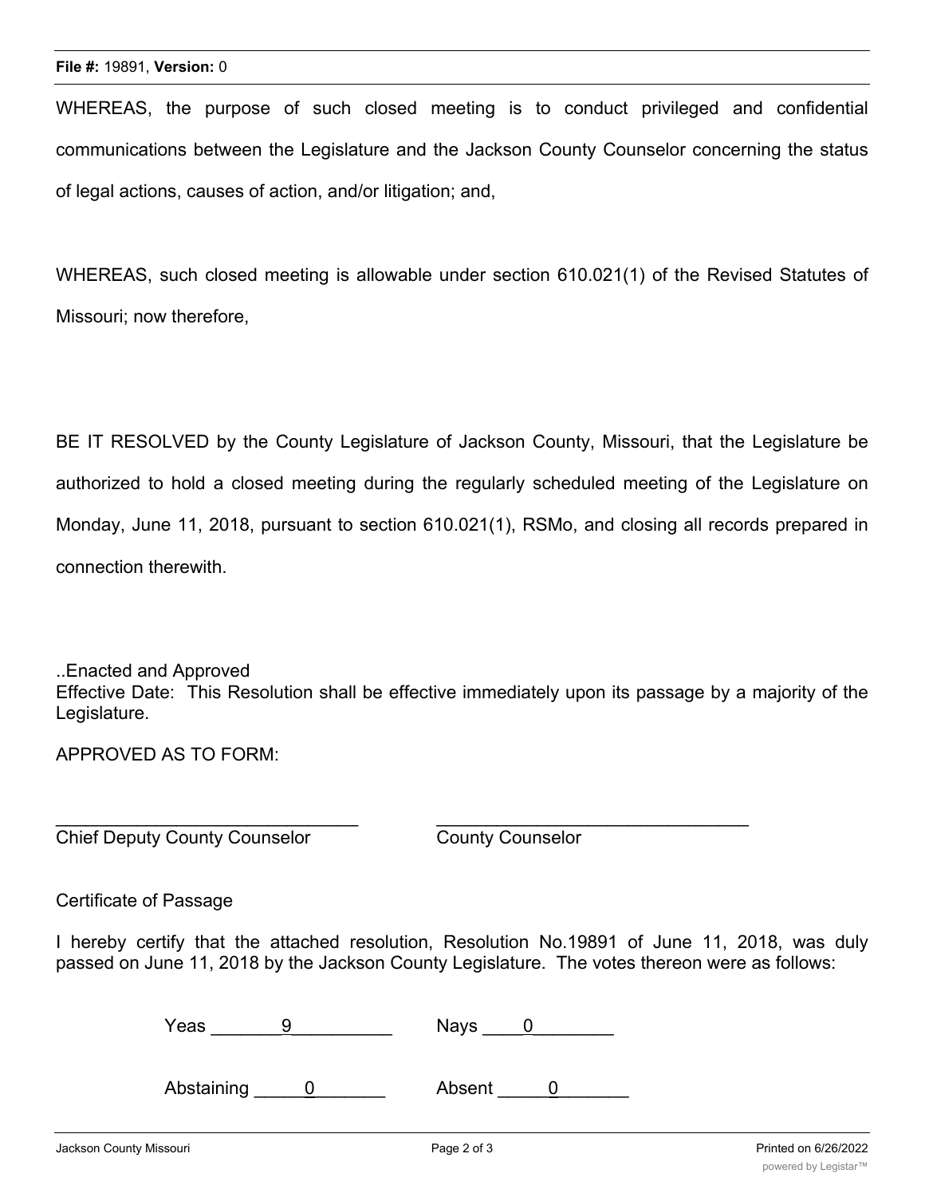WHEREAS, the purpose of such closed meeting is to conduct privileged and confidential communications between the Legislature and the Jackson County Counselor concerning the status of legal actions, causes of action, and/or litigation; and,

WHEREAS, such closed meeting is allowable under section 610.021(1) of the Revised Statutes of Missouri; now therefore,

BE IT RESOLVED by the County Legislature of Jackson County, Missouri, that the Legislature be authorized to hold a closed meeting during the regularly scheduled meeting of the Legislature on Monday, June 11, 2018, pursuant to section 610.021(1), RSMo, and closing all records prepared in connection therewith.

..Enacted and Approved
Effective Date: This Resolution shall be effective immediately upon its passage by a majority of the Legislature.

APPROVED AS TO FORM:

_______________________________ &nbsp;&nbsp;&nbsp;&nbsp;&nbsp;&nbsp;&nbsp;&nbsp; ________________________________
Chief Deputy County Counselor &nbsp;&nbsp;&nbsp;&nbsp;&nbsp;&nbsp;&nbsp;&nbsp; County Counselor

Certificate of Passage

I hereby certify that the attached resolution, Resolution No.19891 of June 11, 2018, was duly passed on June 11, 2018 by the Jackson County Legislature. The votes thereon were as follows:

Yas _______9__________ &nbsp;&nbsp;&nbsp;&nbsp; Nays ____0________

Abstaining _____0_______ &nbsp;&nbsp;&nbsp;&nbsp; Absent _____0_______

WHEREAS, the purpose of such closed meeting is to conduct privileged and confidential communications between the Legislature and the Jackson County Counselor concerning the status of legal actions, causes of action, and/or litigation; and,

WHEREAS, such closed meeting is allowable under section 610.021(1) of the Revised Statutes of Missouri; now therefore,

BE IT RESOLVED by the County Legislature of Jackson County, Missouri, that the Legislature be authorized to hold a closed meeting during the regularly scheduled meeting of the Legislature on Monday, June 11, 2018, pursuant to section 610.021(1), RSMo, and closing all records prepared in connection therewith.

..Enacted and Approved
Effective Date: This Resolution shall be effective immediately upon its passage by a majority of the Legislature.

APPROVED AS TO FORM:

_______________________________ &nbsp;&nbsp;&nbsp;&nbsp;&nbsp;&nbsp;&nbsp;&nbsp; ________________________________
Chief Deputy County Counselor &nbsp;&nbsp;&nbsp;&nbsp;&nbsp;&nbsp;&nbsp;&nbsp; County Counselor

Certificate of Passage

I hereby certify that the attached resolution, Resolution No.19891 of June 11, 2018, was duly passed on June 11, 2018 by the Jackson County Legislature. The votes thereon were as follows:

Yeas _______9__________ &nbsp;&nbsp;&nbsp;&nbsp; Nays ____0________

Abstaining _____0_______ &nbsp;&nbsp;&nbsp;&nbsp; Absent _____0_______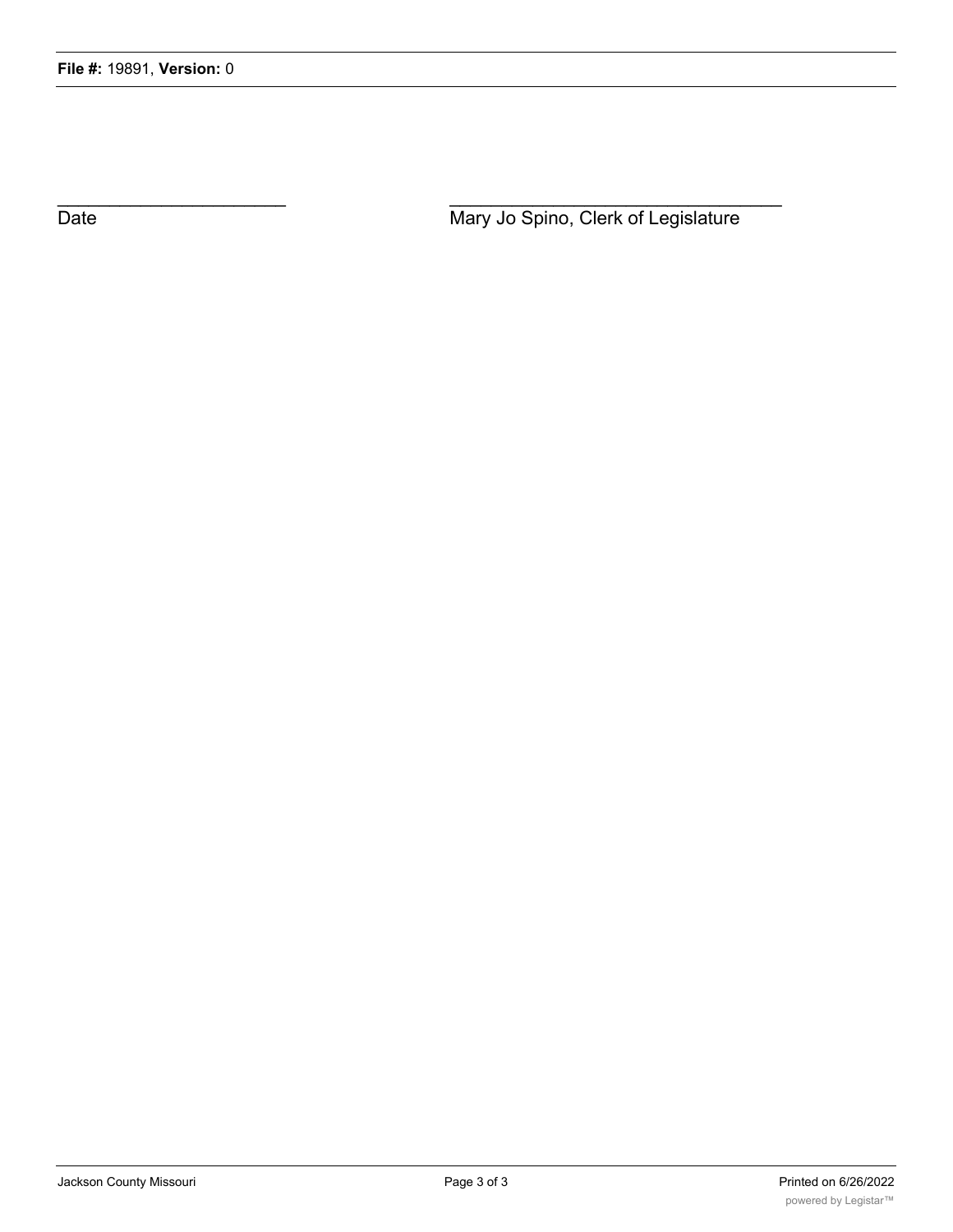_______________________ _________________________________

Date Mary Jo Spino, Clerk of Legislature